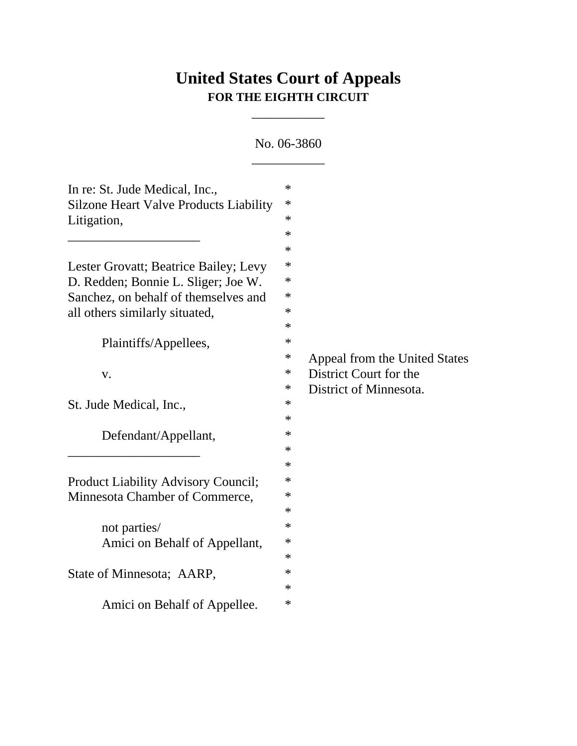# United States Court of Appeals
## FOR THE EIGHTH CIRCUIT

___________

No. 06-3860

___________

In re: St. Jude Medical, Inc., Silzone Heart Valve Products Liability Litigation,

____________________

Lester Grovatt; Beatrice Bailey; Levy D. Redden; Bonnie L. Sliger; Joe W. Sanchez, on behalf of themselves and all others similarly situated,

Plaintiffs/Appellees,

v.

St. Jude Medical, Inc.,

Defendant/Appellant,

____________________

Product Liability Advisory Council; Minnesota Chamber of Commerce,

not parties/
Amici on Behalf of Appellant,

State of Minnesota; AARP,

Amici on Behalf of Appellee.

Appeal from the United States District Court for the District of Minnesota.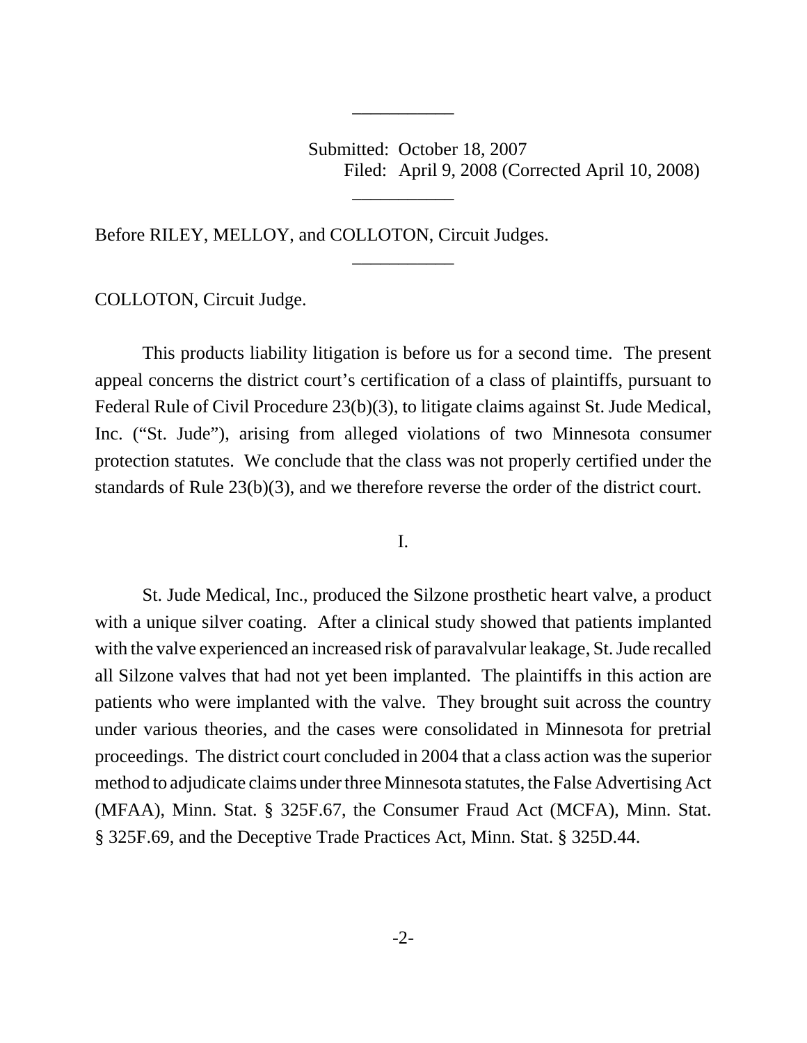___________

Submitted: October 18, 2007
Filed: April 9, 2008 (Corrected April 10, 2008)

___________

Before RILEY, MELLOY, and COLLOTON, Circuit Judges.

___________

COLLOTON, Circuit Judge.

This products liability litigation is before us for a second time. The present appeal concerns the district court's certification of a class of plaintiffs, pursuant to Federal Rule of Civil Procedure 23(b)(3), to litigate claims against St. Jude Medical, Inc. ("St. Jude"), arising from alleged violations of two Minnesota consumer protection statutes. We conclude that the class was not properly certified under the standards of Rule 23(b)(3), and we therefore reverse the order of the district court.

I.

St. Jude Medical, Inc., produced the Silzone prosthetic heart valve, a product with a unique silver coating. After a clinical study showed that patients implanted with the valve experienced an increased risk of paravalvular leakage, St. Jude recalled all Silzone valves that had not yet been implanted. The plaintiffs in this action are patients who were implanted with the valve. They brought suit across the country under various theories, and the cases were consolidated in Minnesota for pretrial proceedings. The district court concluded in 2004 that a class action was the superior method to adjudicate claims under three Minnesota statutes, the False Advertising Act (MFAA), Minn. Stat. § 325F.67, the Consumer Fraud Act (MCFA), Minn. Stat. § 325F.69, and the Deceptive Trade Practices Act, Minn. Stat. § 325D.44.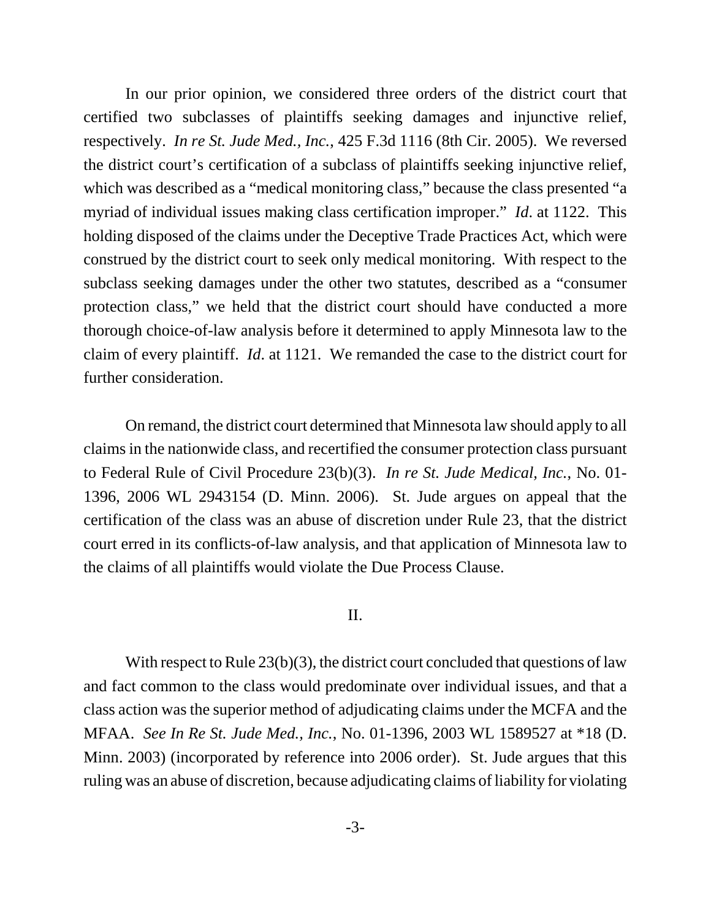In our prior opinion, we considered three orders of the district court that certified two subclasses of plaintiffs seeking damages and injunctive relief, respectively. *In re St. Jude Med., Inc.*, 425 F.3d 1116 (8th Cir. 2005). We reversed the district court's certification of a subclass of plaintiffs seeking injunctive relief, which was described as a "medical monitoring class," because the class presented "a myriad of individual issues making class certification improper." *Id*. at 1122. This holding disposed of the claims under the Deceptive Trade Practices Act, which were construed by the district court to seek only medical monitoring. With respect to the subclass seeking damages under the other two statutes, described as a "consumer protection class," we held that the district court should have conducted a more thorough choice-of-law analysis before it determined to apply Minnesota law to the claim of every plaintiff. *Id*. at 1121. We remanded the case to the district court for further consideration.

On remand, the district court determined that Minnesota law should apply to all claims in the nationwide class, and recertified the consumer protection class pursuant to Federal Rule of Civil Procedure 23(b)(3). *In re St. Jude Medical, Inc.*, No. 01-1396, 2006 WL 2943154 (D. Minn. 2006). St. Jude argues on appeal that the certification of the class was an abuse of discretion under Rule 23, that the district court erred in its conflicts-of-law analysis, and that application of Minnesota law to the claims of all plaintiffs would violate the Due Process Clause.

## II.

With respect to Rule 23(b)(3), the district court concluded that questions of law and fact common to the class would predominate over individual issues, and that a class action was the superior method of adjudicating claims under the MCFA and the MFAA. *See In Re St. Jude Med., Inc.*, No. 01-1396, 2003 WL 1589527 at *18 (D. Minn. 2003) (incorporated by reference into 2006 order). St. Jude argues that this ruling was an abuse of discretion, because adjudicating claims of liability for violating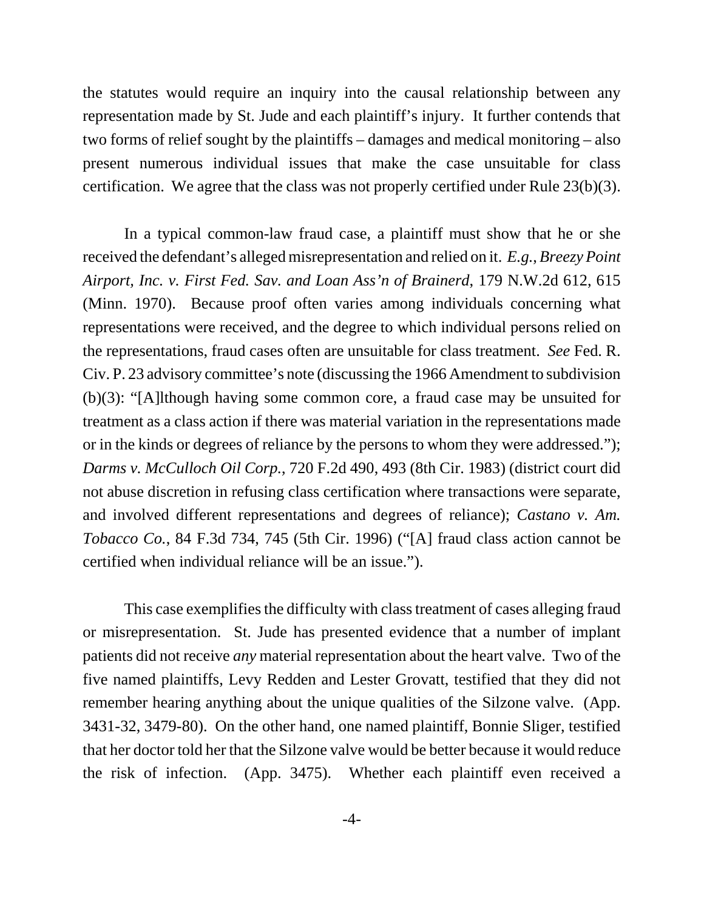the statutes would require an inquiry into the causal relationship between any representation made by St. Jude and each plaintiff's injury. It further contends that two forms of relief sought by the plaintiffs – damages and medical monitoring – also present numerous individual issues that make the case unsuitable for class certification. We agree that the class was not properly certified under Rule 23(b)(3).

In a typical common-law fraud case, a plaintiff must show that he or she received the defendant's alleged misrepresentation and relied on it. *E.g.*, *Breezy Point Airport, Inc. v. First Fed. Sav. and Loan Ass'n of Brainerd*, 179 N.W.2d 612, 615 (Minn. 1970). Because proof often varies among individuals concerning what representations were received, and the degree to which individual persons relied on the representations, fraud cases often are unsuitable for class treatment. *See* Fed. R. Civ. P. 23 advisory committee's note (discussing the 1966 Amendment to subdivision (b)(3): "[A]lthough having some common core, a fraud case may be unsuited for treatment as a class action if there was material variation in the representations made or in the kinds or degrees of reliance by the persons to whom they were addressed."); *Darms v. McCulloch Oil Corp.*, 720 F.2d 490, 493 (8th Cir. 1983) (district court did not abuse discretion in refusing class certification where transactions were separate, and involved different representations and degrees of reliance); *Castano v. Am. Tobacco Co.*, 84 F.3d 734, 745 (5th Cir. 1996) ("[A] fraud class action cannot be certified when individual reliance will be an issue.").

This case exemplifies the difficulty with class treatment of cases alleging fraud or misrepresentation. St. Jude has presented evidence that a number of implant patients did not receive *any* material representation about the heart valve. Two of the five named plaintiffs, Levy Redden and Lester Grovatt, testified that they did not remember hearing anything about the unique qualities of the Silzone valve. (App. 3431-32, 3479-80). On the other hand, one named plaintiff, Bonnie Sliger, testified that her doctor told her that the Silzone valve would be better because it would reduce the risk of infection. (App. 3475). Whether each plaintiff even received a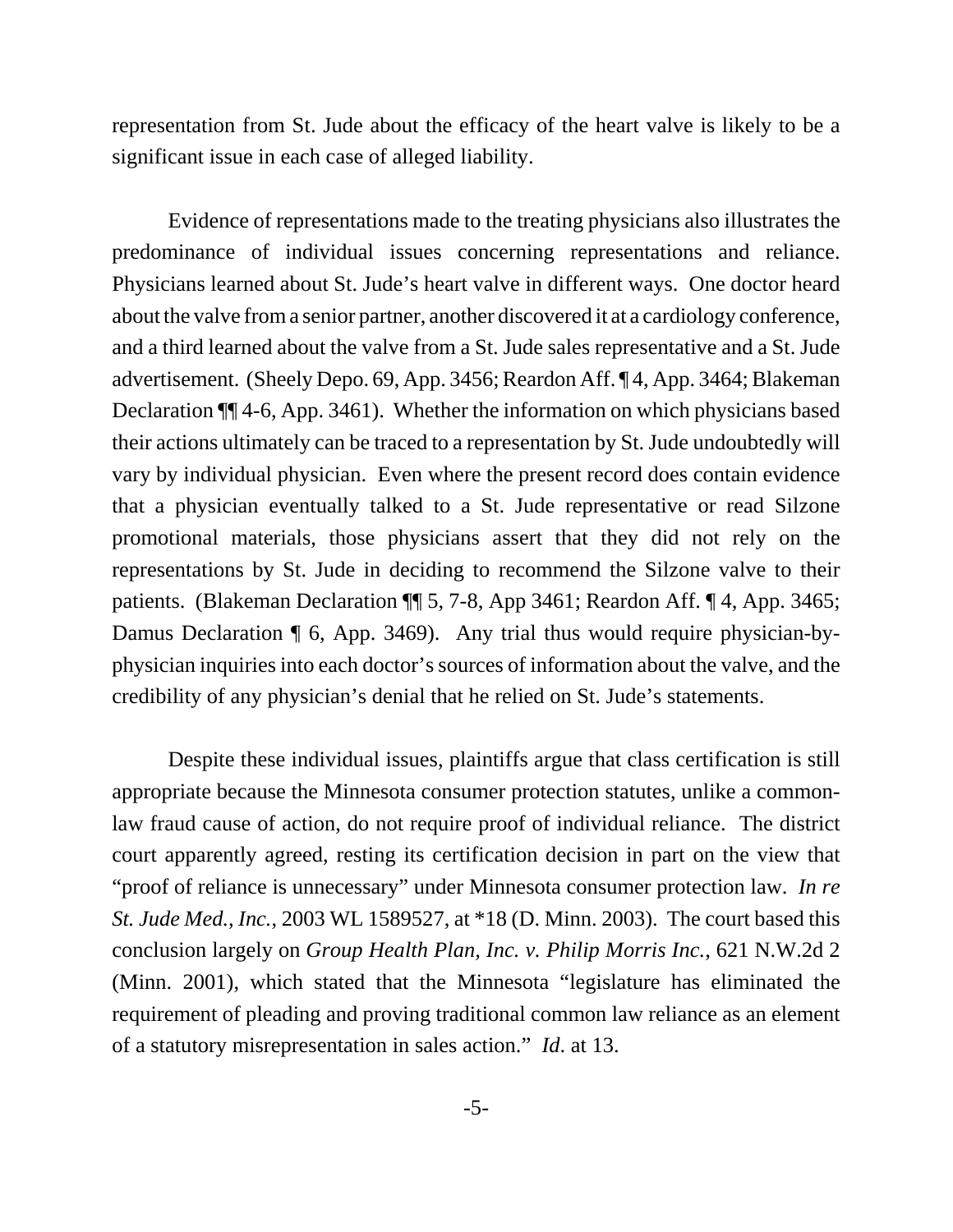representation from St. Jude about the efficacy of the heart valve is likely to be a significant issue in each case of alleged liability.

Evidence of representations made to the treating physicians also illustrates the predominance of individual issues concerning representations and reliance. Physicians learned about St. Jude's heart valve in different ways. One doctor heard about the valve from a senior partner, another discovered it at a cardiology conference, and a third learned about the valve from a St. Jude sales representative and a St. Jude advertisement. (Sheely Depo. 69, App. 3456; Reardon Aff. ¶ 4, App. 3464; Blakeman Declaration ¶¶ 4-6, App. 3461). Whether the information on which physicians based their actions ultimately can be traced to a representation by St. Jude undoubtedly will vary by individual physician. Even where the present record does contain evidence that a physician eventually talked to a St. Jude representative or read Silzone promotional materials, those physicians assert that they did not rely on the representations by St. Jude in deciding to recommend the Silzone valve to their patients. (Blakeman Declaration ¶¶ 5, 7-8, App 3461; Reardon Aff. ¶ 4, App. 3465; Damus Declaration ¶ 6, App. 3469). Any trial thus would require physician-by-physician inquiries into each doctor's sources of information about the valve, and the credibility of any physician's denial that he relied on St. Jude's statements.

Despite these individual issues, plaintiffs argue that class certification is still appropriate because the Minnesota consumer protection statutes, unlike a common-law fraud cause of action, do not require proof of individual reliance. The district court apparently agreed, resting its certification decision in part on the view that "proof of reliance is unnecessary" under Minnesota consumer protection law. *In re St. Jude Med., Inc.*, 2003 WL 1589527, at *18 (D. Minn. 2003). The court based this conclusion largely on *Group Health Plan, Inc. v. Philip Morris Inc.*, 621 N.W.2d 2 (Minn. 2001), which stated that the Minnesota "legislature has eliminated the requirement of pleading and proving traditional common law reliance as an element of a statutory misrepresentation in sales action." *Id*. at 13.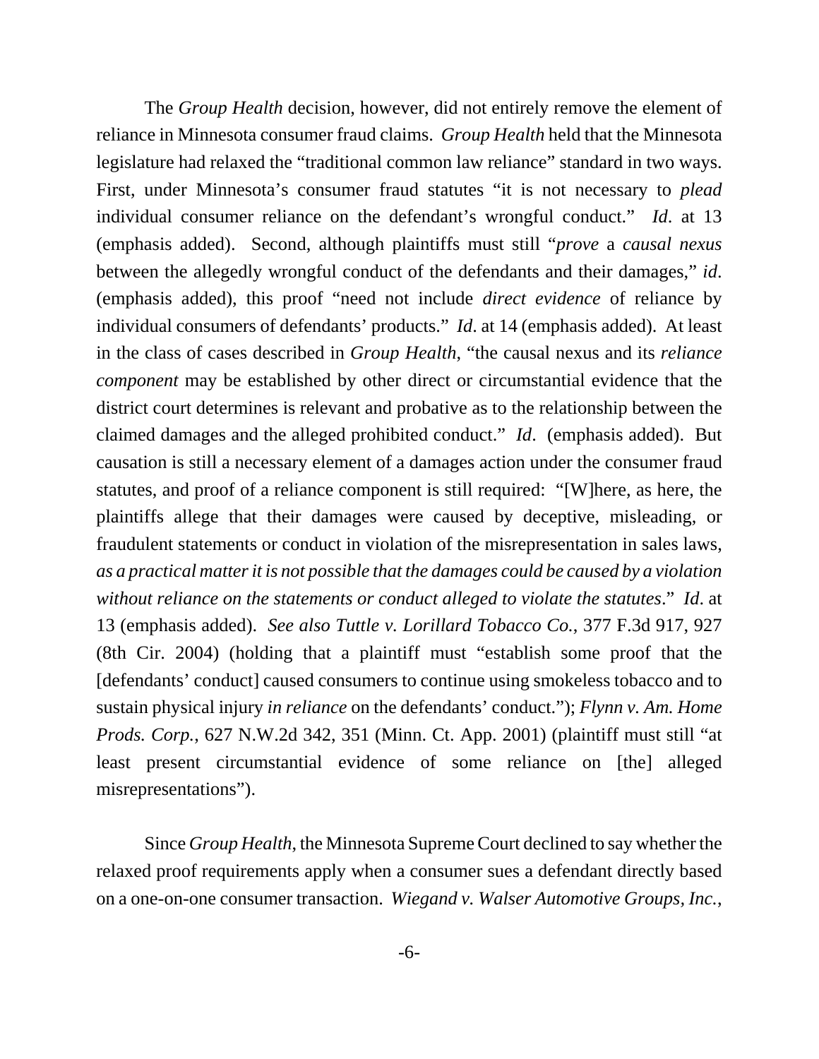The *Group Health* decision, however, did not entirely remove the element of reliance in Minnesota consumer fraud claims. *Group Health* held that the Minnesota legislature had relaxed the "traditional common law reliance" standard in two ways. First, under Minnesota's consumer fraud statutes "it is not necessary to *plead* individual consumer reliance on the defendant's wrongful conduct." *Id*. at 13 (emphasis added). Second, although plaintiffs must still "*prove* a *causal nexus* between the allegedly wrongful conduct of the defendants and their damages," *id*. (emphasis added), this proof "need not include *direct evidence* of reliance by individual consumers of defendants' products." *Id*. at 14 (emphasis added). At least in the class of cases described in *Group Health*, "the causal nexus and its *reliance component* may be established by other direct or circumstantial evidence that the district court determines is relevant and probative as to the relationship between the claimed damages and the alleged prohibited conduct." *Id*. (emphasis added). But causation is still a necessary element of a damages action under the consumer fraud statutes, and proof of a reliance component is still required: "[W]here, as here, the plaintiffs allege that their damages were caused by deceptive, misleading, or fraudulent statements or conduct in violation of the misrepresentation in sales laws, *as a practical matter it is not possible that the damages could be caused by a violation without reliance on the statements or conduct alleged to violate the statutes*." *Id*. at 13 (emphasis added). *See also Tuttle v. Lorillard Tobacco Co.*, 377 F.3d 917, 927 (8th Cir. 2004) (holding that a plaintiff must "establish some proof that the [defendants' conduct] caused consumers to continue using smokeless tobacco and to sustain physical injury *in reliance* on the defendants' conduct."); *Flynn v. Am. Home Prods. Corp.*, 627 N.W.2d 342, 351 (Minn. Ct. App. 2001) (plaintiff must still "at least present circumstantial evidence of some reliance on [the] alleged misrepresentations").

Since *Group Health*, the Minnesota Supreme Court declined to say whether the relaxed proof requirements apply when a consumer sues a defendant directly based on a one-on-one consumer transaction. *Wiegand v. Walser Automotive Groups, Inc.*,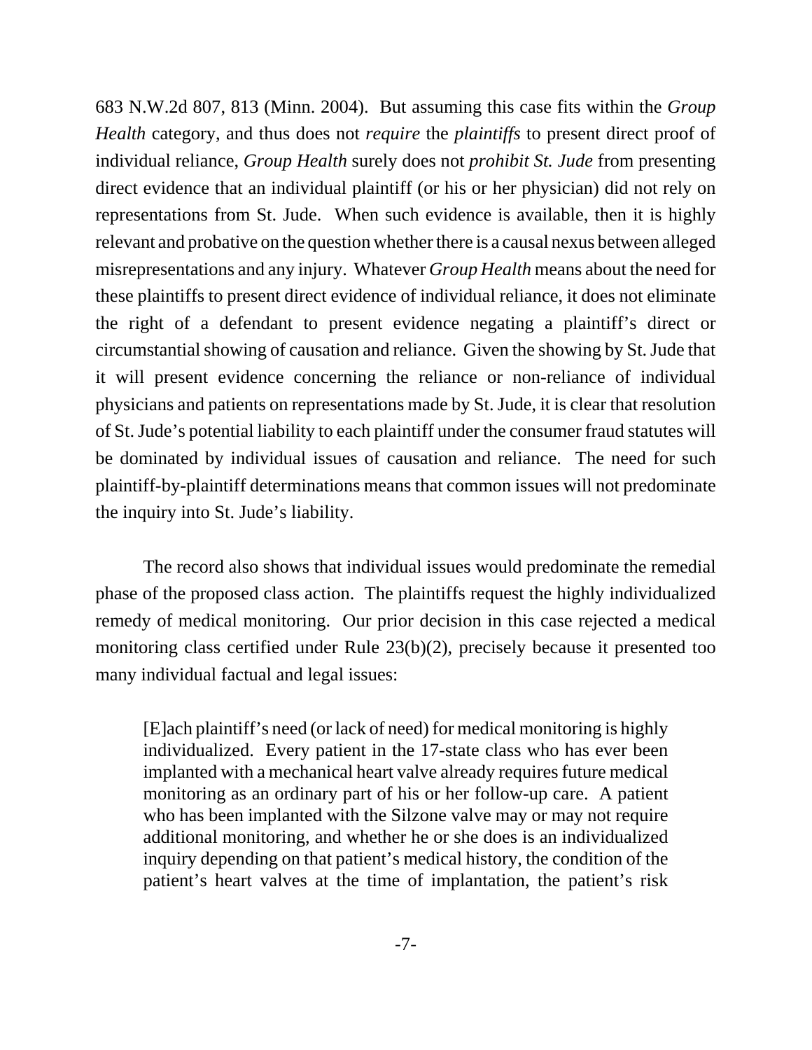683 N.W.2d 807, 813 (Minn. 2004). But assuming this case fits within the *Group Health* category, and thus does not *require* the *plaintiffs* to present direct proof of individual reliance, *Group Health* surely does not *prohibit St. Jude* from presenting direct evidence that an individual plaintiff (or his or her physician) did not rely on representations from St. Jude. When such evidence is available, then it is highly relevant and probative on the question whether there is a causal nexus between alleged misrepresentations and any injury. Whatever *Group Health* means about the need for these plaintiffs to present direct evidence of individual reliance, it does not eliminate the right of a defendant to present evidence negating a plaintiff's direct or circumstantial showing of causation and reliance. Given the showing by St. Jude that it will present evidence concerning the reliance or non-reliance of individual physicians and patients on representations made by St. Jude, it is clear that resolution of St. Jude's potential liability to each plaintiff under the consumer fraud statutes will be dominated by individual issues of causation and reliance. The need for such plaintiff-by-plaintiff determinations means that common issues will not predominate the inquiry into St. Jude's liability.

The record also shows that individual issues would predominate the remedial phase of the proposed class action. The plaintiffs request the highly individualized remedy of medical monitoring. Our prior decision in this case rejected a medical monitoring class certified under Rule 23(b)(2), precisely because it presented too many individual factual and legal issues:

> [E]ach plaintiff's need (or lack of need) for medical monitoring is highly individualized. Every patient in the 17-state class who has ever been implanted with a mechanical heart valve already requires future medical monitoring as an ordinary part of his or her follow-up care. A patient who has been implanted with the Silzone valve may or may not require additional monitoring, and whether he or she does is an individualized inquiry depending on that patient's medical history, the condition of the patient's heart valves at the time of implantation, the patient's risk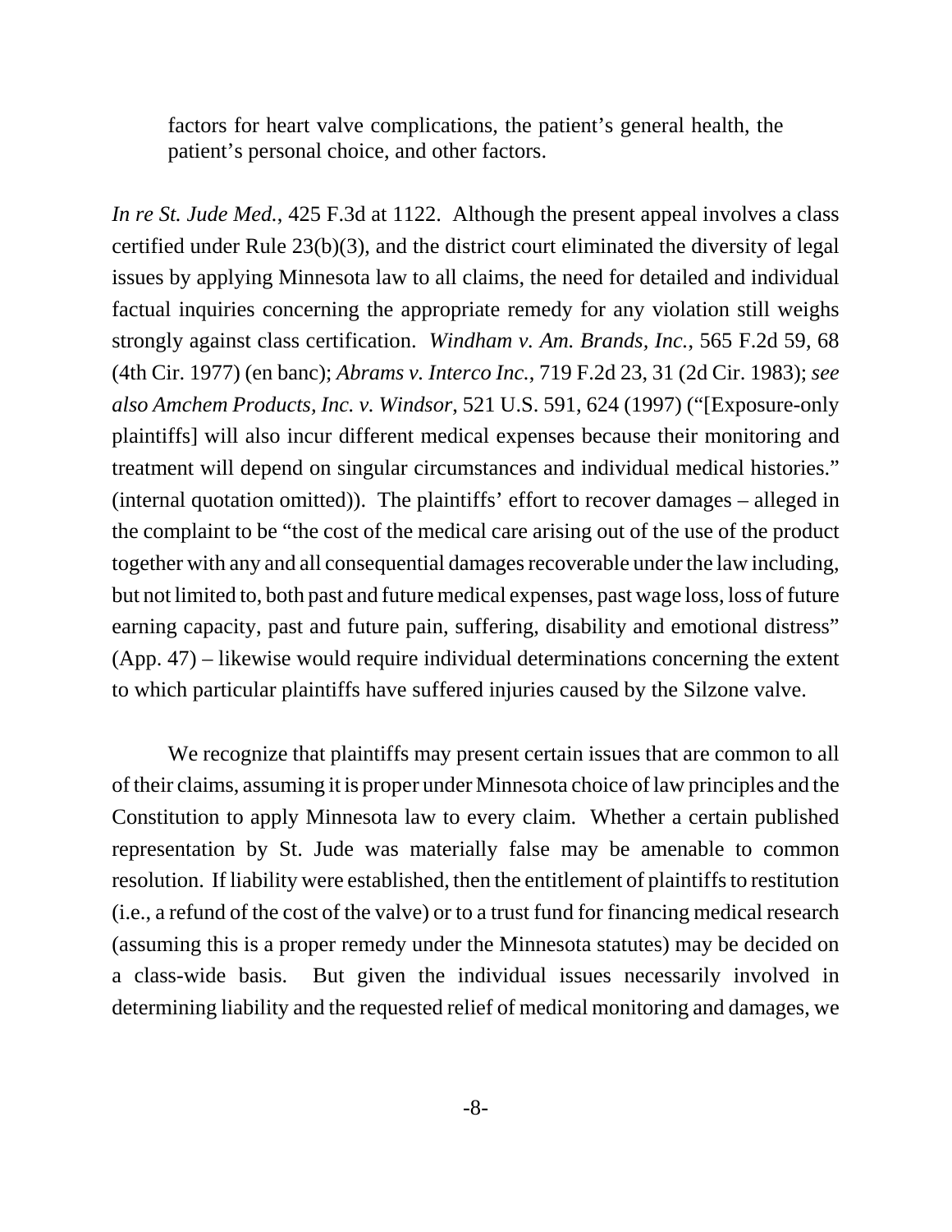> factors for heart valve complications, the patient's general health, the patient's personal choice, and other factors.

*In re St. Jude Med.*, 425 F.3d at 1122. Although the present appeal involves a class certified under Rule 23(b)(3), and the district court eliminated the diversity of legal issues by applying Minnesota law to all claims, the need for detailed and individual factual inquiries concerning the appropriate remedy for any violation still weighs strongly against class certification. *Windham v. Am. Brands, Inc.*, 565 F.2d 59, 68 (4th Cir. 1977) (en banc); *Abrams v. Interco Inc.*, 719 F.2d 23, 31 (2d Cir. 1983); *see also Amchem Products, Inc. v. Windsor*, 521 U.S. 591, 624 (1997) ("[Exposure-only plaintiffs] will also incur different medical expenses because their monitoring and treatment will depend on singular circumstances and individual medical histories." (internal quotation omitted)). The plaintiffs' effort to recover damages – alleged in the complaint to be "the cost of the medical care arising out of the use of the product together with any and all consequential damages recoverable under the law including, but not limited to, both past and future medical expenses, past wage loss, loss of future earning capacity, past and future pain, suffering, disability and emotional distress" (App. 47) – likewise would require individual determinations concerning the extent to which particular plaintiffs have suffered injuries caused by the Silzone valve.

We recognize that plaintiffs may present certain issues that are common to all of their claims, assuming it is proper under Minnesota choice of law principles and the Constitution to apply Minnesota law to every claim. Whether a certain published representation by St. Jude was materially false may be amenable to common resolution. If liability were established, then the entitlement of plaintiffs to restitution (i.e., a refund of the cost of the valve) or to a trust fund for financing medical research (assuming this is a proper remedy under the Minnesota statutes) may be decided on a class-wide basis. But given the individual issues necessarily involved in determining liability and the requested relief of medical monitoring and damages, we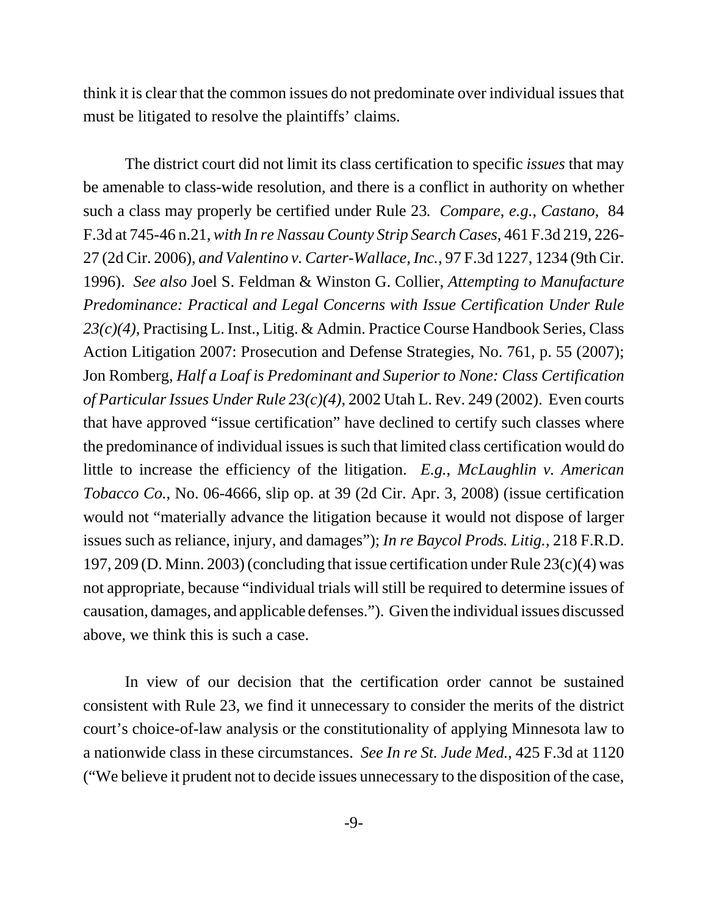think it is clear that the common issues do not predominate over individual issues that must be litigated to resolve the plaintiffs' claims.

The district court did not limit its class certification to specific *issues* that may be amenable to class-wide resolution, and there is a conflict in authority on whether such a class may properly be certified under Rule 23. *Compare, e.g.*, *Castano*, 84 F.3d at 745-46 n.21, *with In re Nassau County Strip Search Cases*, 461 F.3d 219, 226-27 (2d Cir. 2006), *and Valentino v. Carter-Wallace, Inc.*, 97 F.3d 1227, 1234 (9th Cir. 1996). *See also* Joel S. Feldman & Winston G. Collier, *Attempting to Manufacture Predominance: Practical and Legal Concerns with Issue Certification Under Rule 23(c)(4)*, Practising L. Inst., Litig. & Admin. Practice Course Handbook Series, Class Action Litigation 2007: Prosecution and Defense Strategies, No. 761, p. 55 (2007); Jon Romberg, *Half a Loaf is Predominant and Superior to None: Class Certification of Particular Issues Under Rule 23(c)(4)*, 2002 Utah L. Rev. 249 (2002). Even courts that have approved "issue certification" have declined to certify such classes where the predominance of individual issues is such that limited class certification would do little to increase the efficiency of the litigation. *E.g.*, *McLaughlin v. American Tobacco Co.*, No. 06-4666, slip op. at 39 (2d Cir. Apr. 3, 2008) (issue certification would not "materially advance the litigation because it would not dispose of larger issues such as reliance, injury, and damages"); *In re Baycol Prods. Litig.*, 218 F.R.D. 197, 209 (D. Minn. 2003) (concluding that issue certification under Rule 23(c)(4) was not appropriate, because "individual trials will still be required to determine issues of causation, damages, and applicable defenses."). Given the individual issues discussed above, we think this is such a case.

In view of our decision that the certification order cannot be sustained consistent with Rule 23, we find it unnecessary to consider the merits of the district court's choice-of-law analysis or the constitutionality of applying Minnesota law to a nationwide class in these circumstances. *See In re St. Jude Med.*, 425 F.3d at 1120 ("We believe it prudent not to decide issues unnecessary to the disposition of the case,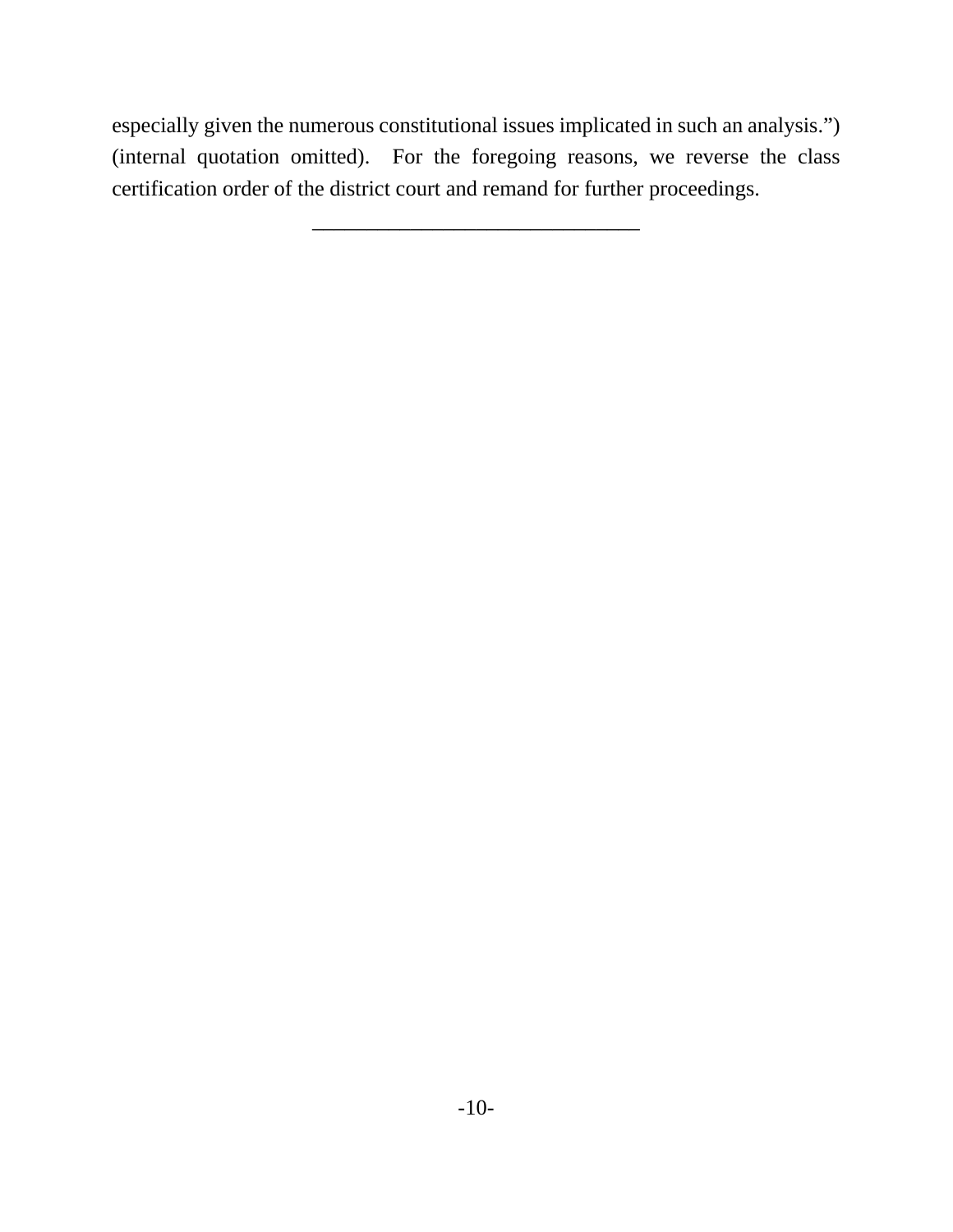especially given the numerous constitutional issues implicated in such an analysis.") (internal quotation omitted). For the foregoing reasons, we reverse the class certification order of the district court and remand for further proceedings.

______________________________